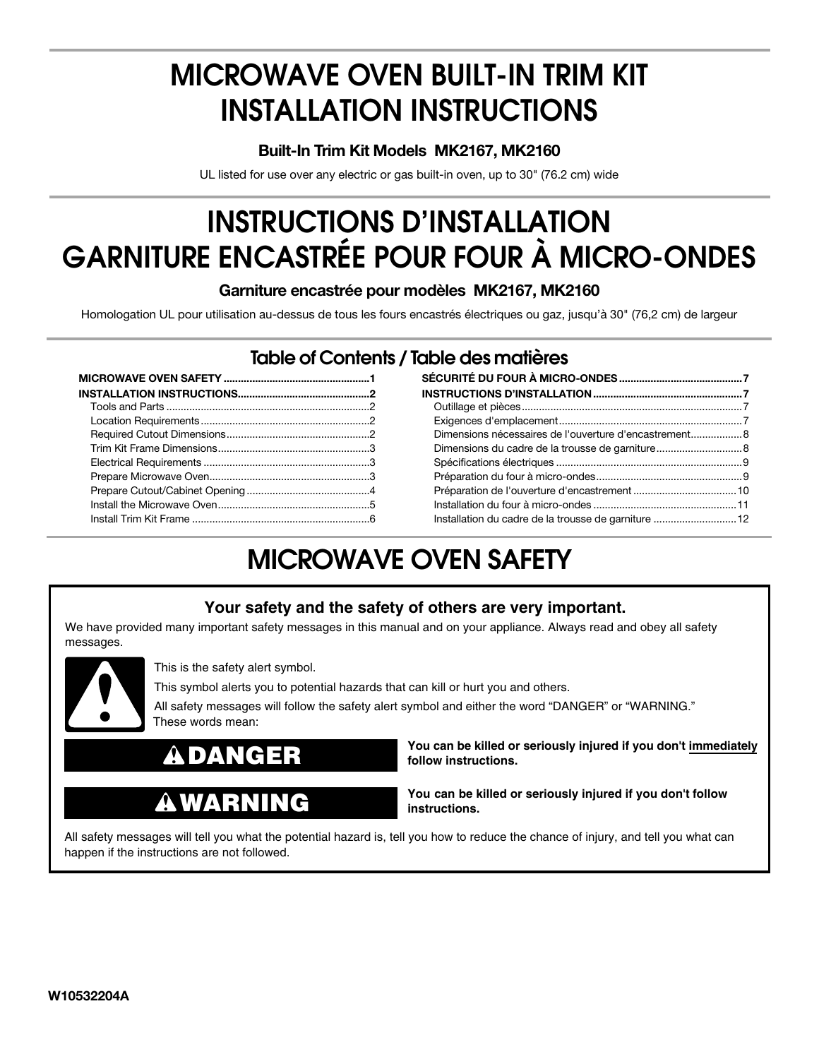# MICROWAVE OVEN BUILT-IN TRIM KIT INSTALLATION INSTRUCTIONS

**Built-In Trim Kit Models MK2167, MK2160**

UL listed for use over any electric or gas built-in oven, up to 30" (76.2 cm) wide

# INSTRUCTIONS D'INSTALLATION GARNITURE ENCASTRÉE POUR FOUR À MICRO-ONDES

**Garniture encastrée pour modèles MK2167, MK2160**

Homologation UL pour utilisation au-dessus de tous les fours encastrés électriques ou gaz, jusqu'à 30" (76,2 cm) de largeur

## Table of Contents / Table des matières

**MICROWAVE OVEN SAFETY** .......... 1
**INSTALLATION INSTRUCTIONS** .......... 2
- Tools and Parts .......... 2
- Location Requirements .......... 2
- Required Cutout Dimensions .......... 2
- Trim Kit Frame Dimensions .......... 3
- Electrical Requirements .......... 3
- Prepare Microwave Oven .......... 3
- Prepare Cutout/Cabinet Opening .......... 4
- Install the Microwave Oven .......... 5
- Install Trim Kit Frame .......... 6

**SÉCURITÉ DU FOUR À MICRO-ONDES** .......... 7
**INSTRUCTIONS D'INSTALLATION** .......... 7
- Outillage et pièces .......... 7
- Exigences d'emplacement .......... 7
- Dimensions nécessaires de l'ouverture d'encastrement .......... 8
- Dimensions du cadre de la trousse de garniture .......... 8
- Spécifications électriques .......... 9
- Préparation du four à micro-ondes .......... 9
- Préparation de l'ouverture d'encastrement .......... 10
- Installation du four à micro-ondes .......... 11
- Installation du cadre de la trousse de garniture .......... 12

# MICROWAVE OVEN SAFETY

**Your safety and the safety of others are very important.**

We have provided many important safety messages in this manual and on your appliance. Always read and obey all safety messages.

This is the safety alert symbol.

This symbol alerts you to potential hazards that can kill or hurt you and others.

All safety messages will follow the safety alert symbol and either the word "DANGER" or "WARNING." These words mean:

| | |
|---|---|
| **DANGER** | **You can be killed or seriously injured if you don't immediately follow instructions.** |
| **WARNING** | **You can be killed or seriously injured if you don't follow instructions.** |

All safety messages will tell you what the potential hazard is, tell you how to reduce the chance of injury, and tell you what can happen if the instructions are not followed.

W10532204A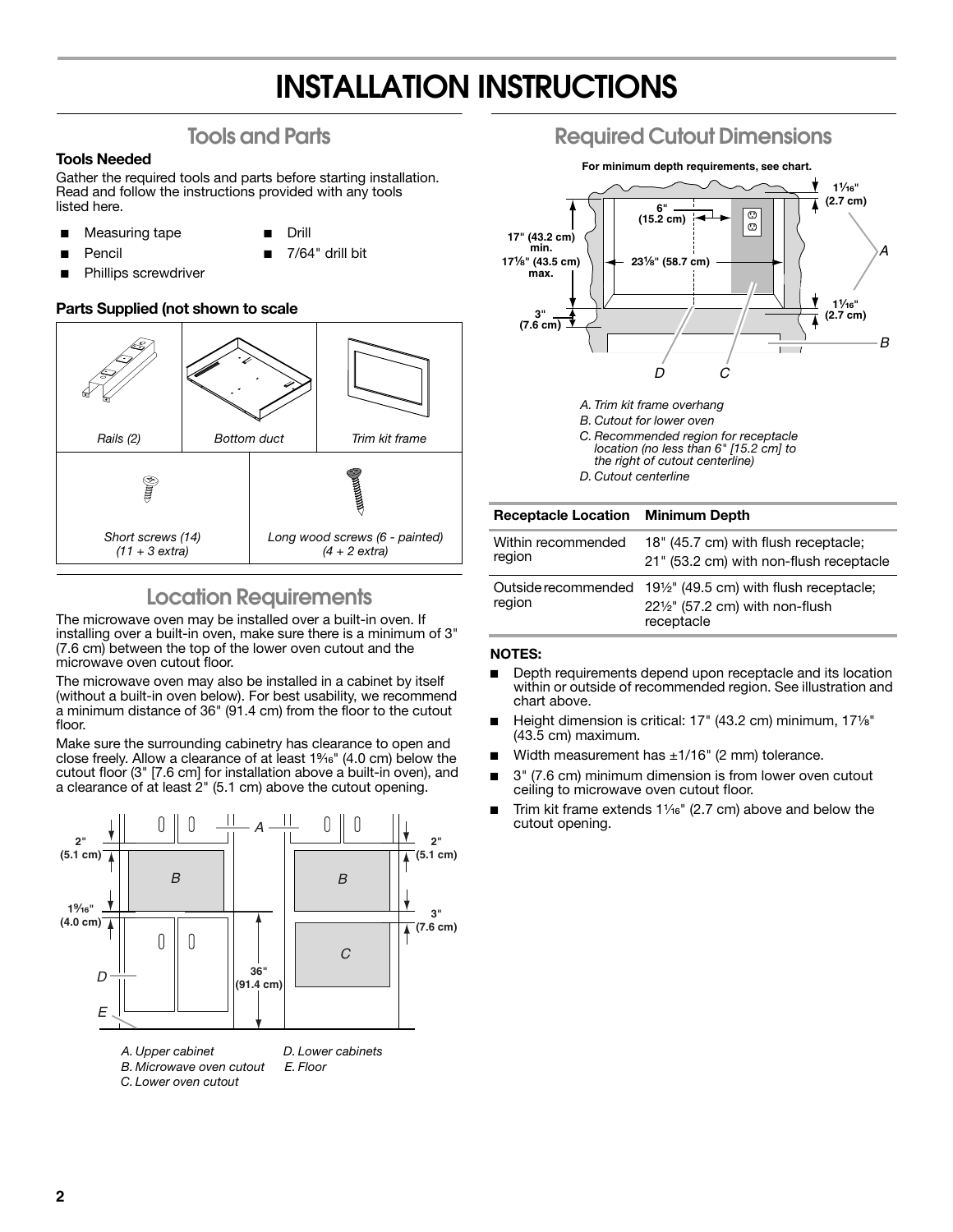# INSTALLATION INSTRUCTIONS

## Tools and Parts

### Tools Needed

Gather the required tools and parts before starting installation. Read and follow the instructions provided with any tools listed here.

- Measuring tape
- Pencil
- Phillips screwdriver
- Drill
- 7/64" drill bit

### Parts Supplied (not shown to scale

| Rails (2) | Bottom duct | Trim kit frame |
|---|---|---|
| Short screws (14) (11 + 3 extra) | Long wood screws (6 - painted) (4 + 2 extra) | |

## Location Requirements

The microwave oven may be installed over a built-in oven. If installing over a built-in oven, make sure there is a minimum of 3" (7.6 cm) between the top of the lower oven cutout and the microwave oven cutout floor.

The microwave oven may also be installed in a cabinet by itself (without a built-in oven below). For best usability, we recommend a minimum distance of 36" (91.4 cm) from the floor to the cutout floor.

Make sure the surrounding cabinetry has clearance to open and close freely. Allow a clearance of at least 1⁹⁄₁₆" (4.0 cm) below the cutout floor (3" [7.6 cm] for installation above a built-in oven), and a clearance of at least 2" (5.1 cm) above the cutout opening.

2" (5.1 cm) 1⁹⁄₁₆" (4.0 cm) 36" (91.4 cm) 2" (5.1 cm) 3" (7.6 cm)

*A. Upper cabinet*
*B. Microwave oven cutout*
*C. Lower oven cutout*
*D. Lower cabinets*
*E. Floor*

## Required Cutout Dimensions

**For minimum depth requirements, see chart.**

6" (15.2 cm) 17" (43.2 cm) min. 17⅛" (43.5 cm) max. 23⅛" (58.7 cm) 3" (7.6 cm) 1¹⁄₁₆" (2.7 cm) 1¹⁄₁₆" (2.7 cm)

*A. Trim kit frame overhang*
*B. Cutout for lower oven*
*C. Recommended region for receptacle location (no less than 6" [15.2 cm] to the right of cutout centerline)*
*D. Cutout centerline*

| Receptacle Location | Minimum Depth |
|---|---|
| Within recommended region | 18" (45.7 cm) with flush receptacle; 21" (53.2 cm) with non-flush receptacle |
| Outside recommended region | 19½" (49.5 cm) with flush receptacle; 22½" (57.2 cm) with non-flush receptacle |

**NOTES:**

- Depth requirements depend upon receptacle and its location within or outside of recommended region. See illustration and chart above.
- Height dimension is critical: 17" (43.2 cm) minimum, 17⅛" (43.5 cm) maximum.
- Width measurement has ±1/16" (2 mm) tolerance.
- 3" (7.6 cm) minimum dimension is from lower oven cutout ceiling to microwave oven cutout floor.
- Trim kit frame extends 1¹⁄₁₆" (2.7 cm) above and below the cutout opening.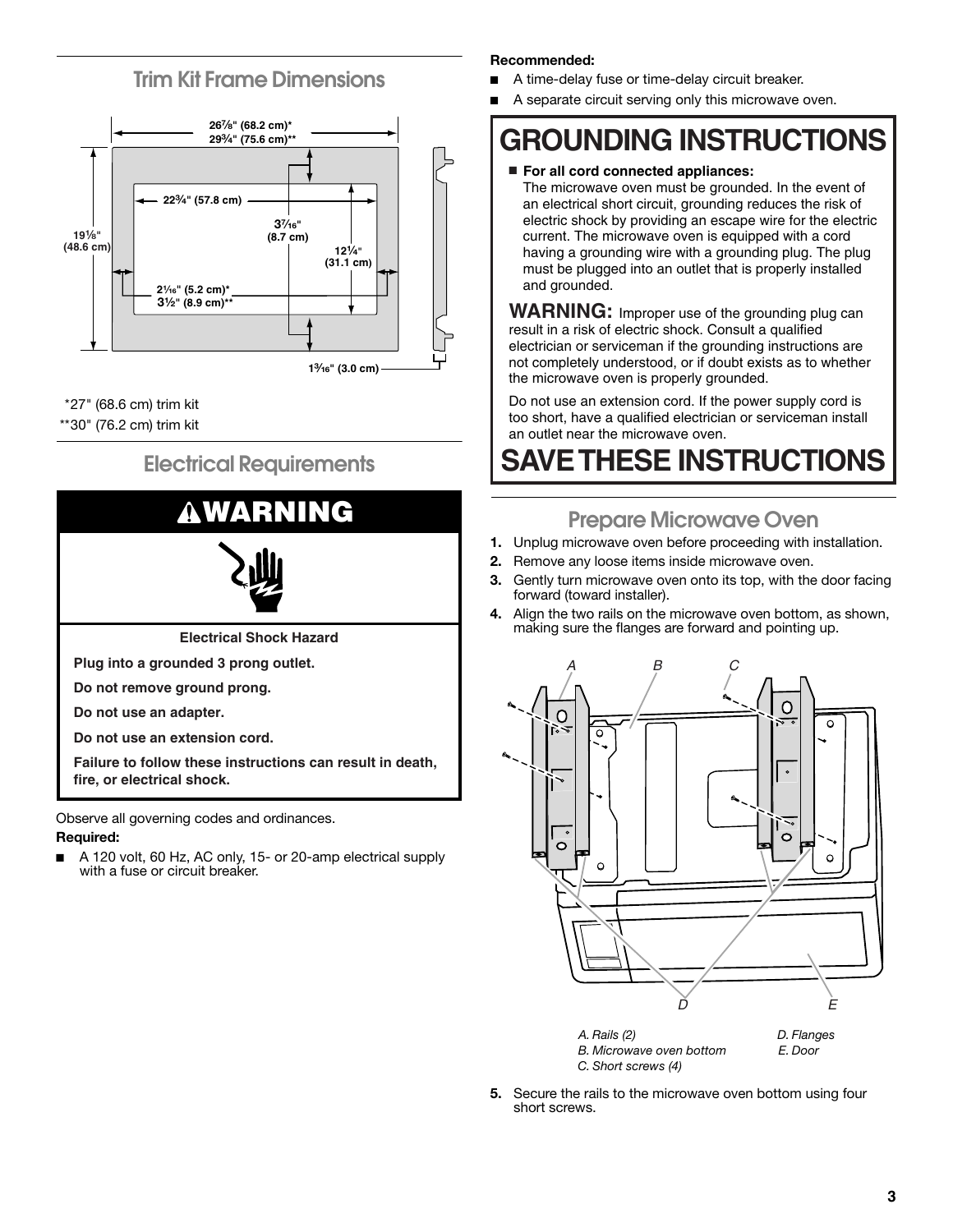## Trim Kit Frame Dimensions

26⅞" (68.2 cm)*
29¾" (75.6 cm)**

22¾" (57.8 cm)

3⁷⁄₁₆" (8.7 cm)

19⅛" (48.6 cm)

12¼" (31.1 cm)

2¹⁄₁₆" (5.2 cm)*
3½" (8.9 cm)**

1³⁄₁₆" (3.0 cm)

*27" (68.6 cm) trim kit
**30" (76.2 cm) trim kit

## Electrical Requirements

### ⚠WARNING

**Electrical Shock Hazard**

**Plug into a grounded 3 prong outlet.**

**Do not remove ground prong.**

**Do not use an adapter.**

**Do not use an extension cord.**

**Failure to follow these instructions can result in death, fire, or electrical shock.**

Observe all governing codes and ordinances.

**Required:**

- A 120 volt, 60 Hz, AC only, 15- or 20-amp electrical supply with a fuse or circuit breaker.

**Recommended:**

- A time-delay fuse or time-delay circuit breaker.
- A separate circuit serving only this microwave oven.

# GROUNDING INSTRUCTIONS

- **For all cord connected appliances:**
  The microwave oven must be grounded. In the event of an electrical short circuit, grounding reduces the risk of electric shock by providing an escape wire for the electric current. The microwave oven is equipped with a cord having a grounding wire with a grounding plug. The plug must be plugged into an outlet that is properly installed and grounded.

**WARNING:** Improper use of the grounding plug can result in a risk of electric shock. Consult a qualified electrician or serviceman if the grounding instructions are not completely understood, or if doubt exists as to whether the microwave oven is properly grounded.

Do not use an extension cord. If the power supply cord is too short, have a qualified electrician or serviceman install an outlet near the microwave oven.

# SAVE THESE INSTRUCTIONS

## Prepare Microwave Oven

1. Unplug microwave oven before proceeding with installation.
2. Remove any loose items inside microwave oven.
3. Gently turn microwave oven onto its top, with the door facing forward (toward installer).
4. Align the two rails on the microwave oven bottom, as shown, making sure the flanges are forward and pointing up.

*A. Rails (2)*
*B. Microwave oven bottom*
*C. Short screws (4)*
*D. Flanges*
*E. Door*

5. Secure the rails to the microwave oven bottom using four short screws.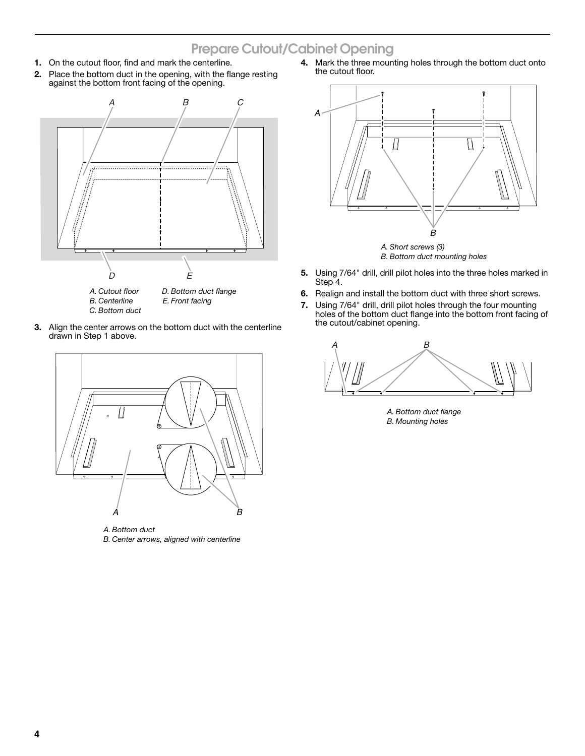# Prepare Cutout/Cabinet Opening

1. On the cutout floor, find and mark the centerline.
2. Place the bottom duct in the opening, with the flange resting against the bottom front facing of the opening.

A. Cutout floor
B. Centerline
C. Bottom duct
D. Bottom duct flange
E. Front facing

3. Align the center arrows on the bottom duct with the centerline drawn in Step 1 above.

A. Bottom duct
B. Center arrows, aligned with centerline

4. Mark the three mounting holes through the bottom duct onto the cutout floor.

A. Short screws (3)
B. Bottom duct mounting holes

5. Using 7/64" drill, drill pilot holes into the three holes marked in Step 4.
6. Realign and install the bottom duct with three short screws.
7. Using 7/64" drill, drill pilot holes through the four mounting holes of the bottom duct flange into the bottom front facing of the cutout/cabinet opening.

A. Bottom duct flange
B. Mounting holes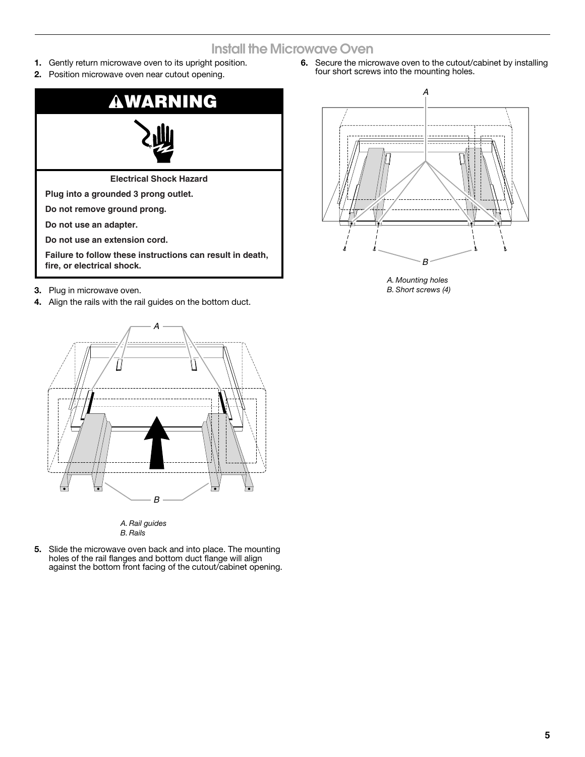## Install the Microwave Oven

1. Gently return microwave oven to its upright position.
2. Position microwave oven near cutout opening.

**⚠WARNING**

**Electrical Shock Hazard**

**Plug into a grounded 3 prong outlet.**

**Do not remove ground prong.**

**Do not use an adapter.**

**Do not use an extension cord.**

**Failure to follow these instructions can result in death, fire, or electrical shock.**

3. Plug in microwave oven.
4. Align the rails with the rail guides on the bottom duct.

*A. Rail guides*
*B. Rails*

5. Slide the microwave oven back and into place. The mounting holes of the rail flanges and bottom duct flange will align against the bottom front facing of the cutout/cabinet opening.
6. Secure the microwave oven to the cutout/cabinet by installing four short screws into the mounting holes.

*A. Mounting holes*
*B. Short screws (4)*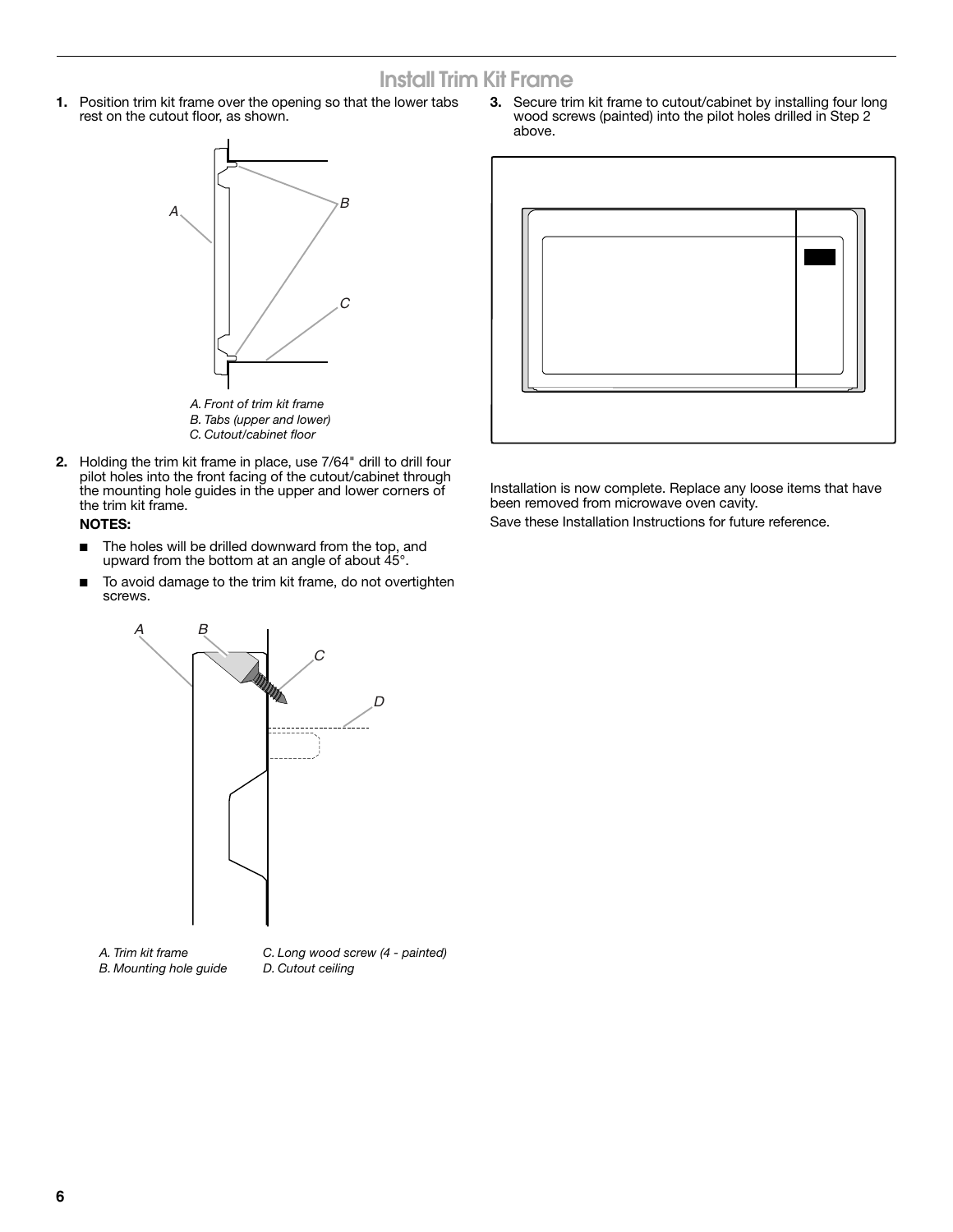## Install Trim Kit Frame

1. Position trim kit frame over the opening so that the lower tabs rest on the cutout floor, as shown.

A. Front of trim kit frame
B. Tabs (upper and lower)
C. Cutout/cabinet floor

2. Holding the trim kit frame in place, use 7/64" drill to drill four pilot holes into the front facing of the cutout/cabinet through the mounting hole guides in the upper and lower corners of the trim kit frame.

   **NOTES:**

   - The holes will be drilled downward from the top, and upward from the bottom at an angle of about 45°.
   - To avoid damage to the trim kit frame, do not overtighten screws.

A. Trim kit frame
B. Mounting hole guide
C. Long wood screw (4 - painted)
D. Cutout ceiling

3. Secure trim kit frame to cutout/cabinet by installing four long wood screws (painted) into the pilot holes drilled in Step 2 above.

Installation is now complete. Replace any loose items that have been removed from microwave oven cavity.

Save these Installation Instructions for future reference.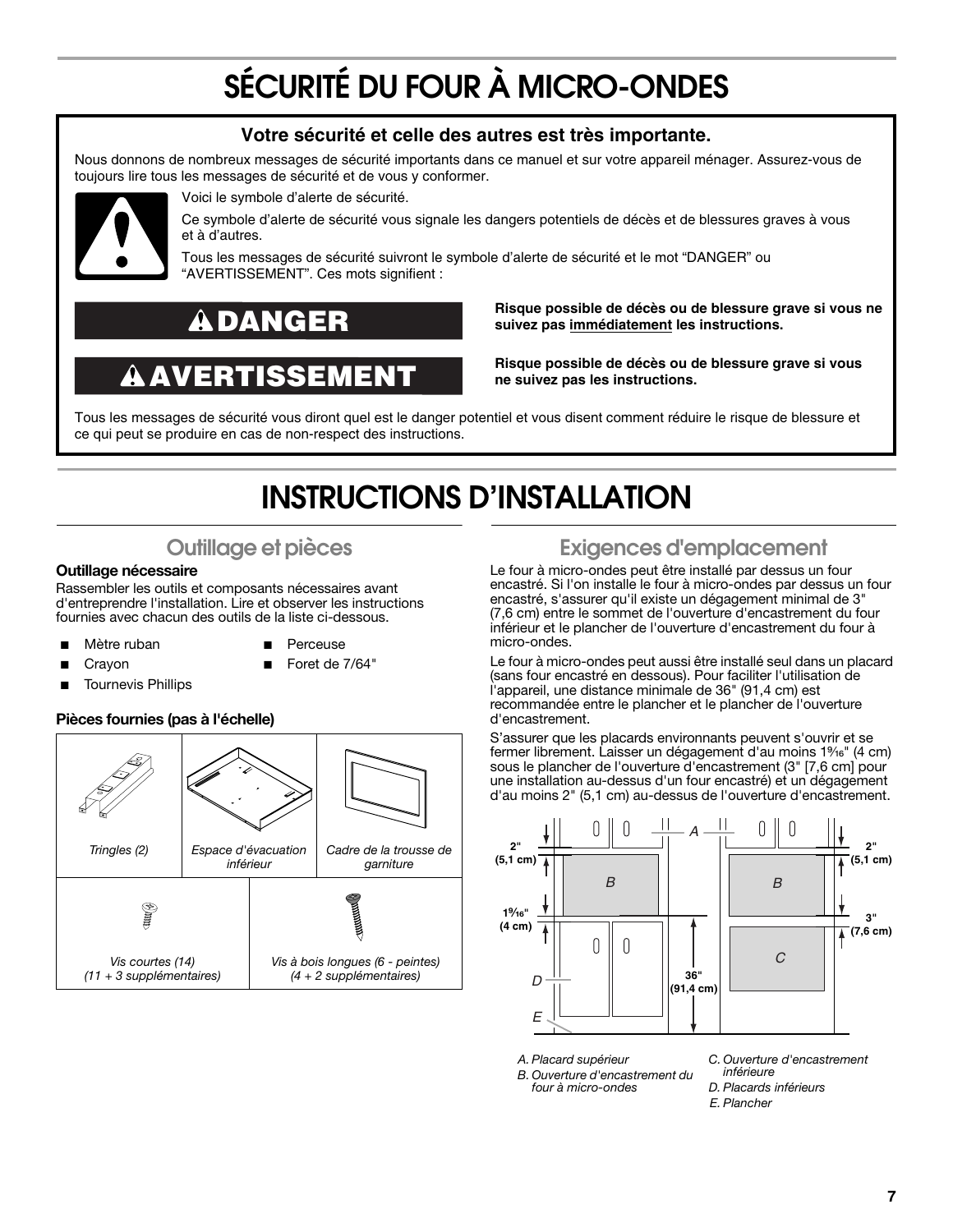# SÉCURITÉ DU FOUR À MICRO-ONDES

**Votre sécurité et celle des autres est très importante.**

Nous donnons de nombreux messages de sécurité importants dans ce manuel et sur votre appareil ménager. Assurez-vous de toujours lire tous les messages de sécurité et de vous y conformer.

Voici le symbole d'alerte de sécurité.

Ce symbole d'alerte de sécurité vous signale les dangers potentiels de décès et de blessures graves à vous et à d'autres.

Tous les messages de sécurité suivront le symbole d'alerte de sécurité et le mot "DANGER" ou "AVERTISSEMENT". Ces mots signifient :

**DANGER** — **Risque possible de décès ou de blessure grave si vous ne suivez pas immédiatement les instructions.**

**AVERTISSEMENT** — **Risque possible de décès ou de blessure grave si vous ne suivez pas les instructions.**

Tous les messages de sécurité vous diront quel est le danger potentiel et vous disent comment réduire le risque de blessure et ce qui peut se produire en cas de non-respect des instructions.

# INSTRUCTIONS D'INSTALLATION

## Outillage et pièces

### Outillage nécessaire

Rassembler les outils et composants nécessaires avant d'entreprendre l'installation. Lire et observer les instructions fournies avec chacun des outils de la liste ci-dessous.

- Mètre ruban
- Crayon
- Tournevis Phillips
- Perceuse
- Foret de 7/64"

### Pièces fournies (pas à l'échelle)

| Tringles (2) | Espace d'évacuation inférieur | Cadre de la trousse de garniture |
|---|---|---|
| Vis courtes (14) (11 + 3 supplémentaires) | Vis à bois longues (6 - peintes) (4 + 2 supplémentaires) | |

## Exigences d'emplacement

Le four à micro-ondes peut être installé par dessus un four encastré. Si l'on installe le four à micro-ondes par dessus un four encastré, s'assurer qu'il existe un dégagement minimal de 3" (7,6 cm) entre le sommet de l'ouverture d'encastrement du four inférieur et le plancher de l'ouverture d'encastrement du four à micro-ondes.

Le four à micro-ondes peut aussi être installé seul dans un placard (sans four encastré en dessous). Pour faciliter l'utilisation de l'appareil, une distance minimale de 36" (91,4 cm) est recommandée entre le plancher et le plancher de l'ouverture d'encastrement.

S'assurer que les placards environnants peuvent s'ouvrir et se fermer librement. Laisser un dégagement d'au moins 1⁹⁄₁₆" (4 cm) sous le plancher de l'ouverture d'encastrement (3" [7,6 cm] pour une installation au-dessus d'un four encastré) et un dégagement d'au moins 2" (5,1 cm) au-dessus de l'ouverture d'encastrement.

2" (5,1 cm) | 1⁹⁄₁₆" (4 cm) | 36" (91,4 cm) | 2" (5,1 cm) | 3" (7,6 cm)

*A. Placard supérieur*
*B. Ouverture d'encastrement du four à micro-ondes*
*C. Ouverture d'encastrement inférieure*
*D. Placards inférieurs*
*E. Plancher*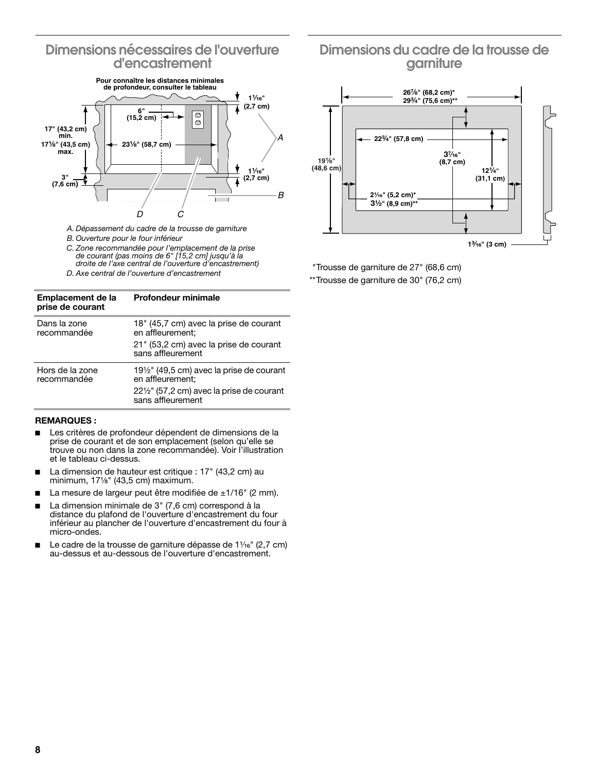## Dimensions nécessaires de l'ouverture d'encastrement

Pour connaître les distances minimales de profondeur, consulter le tableau

1¹⁄₁₆" (2,7 cm)

6" (15,2 cm)

17" (43,2 cm) min.

17⅛" (43,5 cm) max.

23⅛" (58,7 cm)

3" (7,6 cm)

A

B

D C

*A. Dépassement du cadre de la trousse de garniture*

*B. Ouverture pour le four inférieur*

*C. Zone recommandée pour l'emplacement de la prise de courant (pas moins de 6" [15,2 cm] jusqu'à la droite de l'axe central de l'ouverture d'encastrement)*

*D. Axe central de l'ouverture d'encastrement*

| Emplacement de la prise de courant | Profondeur minimale |
|---|---|
| Dans la zone recommandée | 18" (45,7 cm) avec la prise de courant en affleurement; 21" (53,2 cm) avec la prise de courant sans affleurement |
| Hors de la zone recommandée | 19½" (49,5 cm) avec la prise de courant en affleurement; 22½" (57,2 cm) avec la prise de courant sans affleurement |

**REMARQUES :**

- Les critères de profondeur dépendent de dimensions de la prise de courant et de son emplacement (selon qu'elle se trouve ou non dans la zone recommandée). Voir l'illustration et le tableau ci-dessus.
- La dimension de hauteur est critique : 17" (43,2 cm) au minimum, 17⅛" (43,5 cm) maximum.
- La mesure de largeur peut être modifiée de ±1/16" (2 mm).
- La dimension minimale de 3" (7,6 cm) correspond à la distance du plafond de l'ouverture d'encastrement du four inférieur au plancher de l'ouverture d'encastrement du four à micro-ondes.
- Le cadre de la trousse de garniture dépasse de 1¹⁄₁₆" (2,7 cm) au-dessus et au-dessous de l'ouverture d'encastrement.

## Dimensions du cadre de la trousse de garniture

26⅞" (68,2 cm)*
29¾" (75,6 cm)**

22¾" (57,8 cm)

3⁷⁄₁₆" (8,7 cm)

19⅛" (48,6 cm)

12¼" (31,1 cm)

2¹⁄₁₆" (5,2 cm)*
3½" (8,9 cm)**

1³⁄₁₆" (3 cm)

*Trousse de garniture de 27" (68,6 cm)

**Trousse de garniture de 30" (76,2 cm)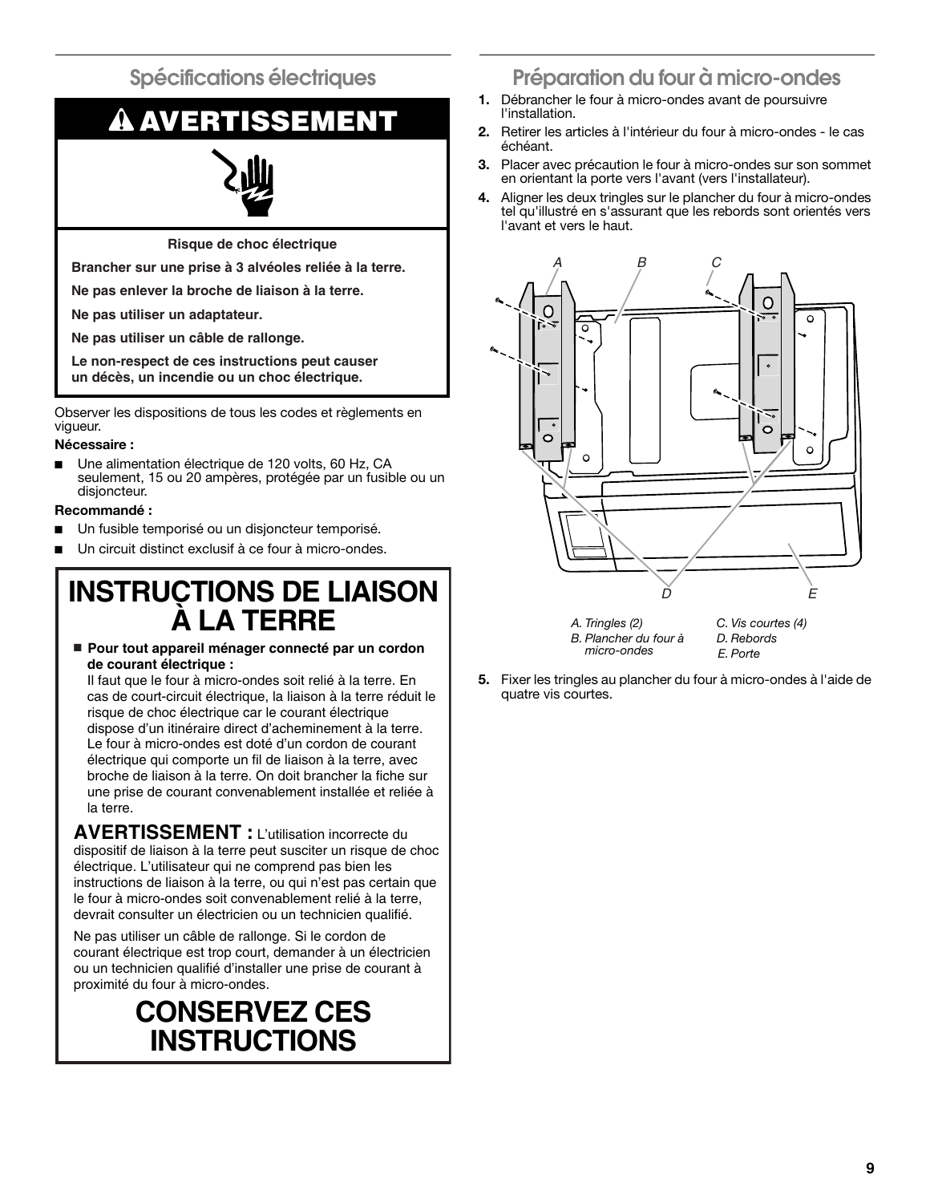## Spécifications électriques

### ⚠ AVERTISSEMENT

**Risque de choc électrique**

**Brancher sur une prise à 3 alvéoles reliée à la terre.**

**Ne pas enlever la broche de liaison à la terre.**

**Ne pas utiliser un adaptateur.**

**Ne pas utiliser un câble de rallonge.**

**Le non-respect de ces instructions peut causer un décès, un incendie ou un choc électrique.**

Observer les dispositions de tous les codes et règlements en vigueur.

**Nécessaire :**

- Une alimentation électrique de 120 volts, 60 Hz, CA seulement, 15 ou 20 ampères, protégée par un fusible ou un disjoncteur.

**Recommandé :**

- Un fusible temporisé ou un disjoncteur temporisé.
- Un circuit distinct exclusif à ce four à micro-ondes.

# INSTRUCTIONS DE LIAISON À LA TERRE

- **Pour tout appareil ménager connecté par un cordon de courant électrique :**

  Il faut que le four à micro-ondes soit relié à la terre. En cas de court-circuit électrique, la liaison à la terre réduit le risque de choc électrique car le courant électrique dispose d'un itinéraire direct d'acheminement à la terre. Le four à micro-ondes est doté d'un cordon de courant électrique qui comporte un fil de liaison à la terre, avec broche de liaison à la terre. On doit brancher la fiche sur une prise de courant convenablement installée et reliée à la terre.

**AVERTISSEMENT :** L'utilisation incorrecte du dispositif de liaison à la terre peut susciter un risque de choc électrique. L'utilisateur qui ne comprend pas bien les instructions de liaison à la terre, ou qui n'est pas certain que le four à micro-ondes soit convenablement relié à la terre, devrait consulter un électricien ou un technicien qualifié.

Ne pas utiliser un câble de rallonge. Si le cordon de courant électrique est trop court, demander à un électricien ou un technicien qualifié d'installer une prise de courant à proximité du four à micro-ondes.

# CONSERVEZ CES INSTRUCTIONS

## Préparation du four à micro-ondes

1. Débrancher le four à micro-ondes avant de poursuivre l'installation.
2. Retirer les articles à l'intérieur du four à micro-ondes - le cas échéant.
3. Placer avec précaution le four à micro-ondes sur son sommet en orientant la porte vers l'avant (vers l'installateur).
4. Aligner les deux tringles sur le plancher du four à micro-ondes tel qu'illustré en s'assurant que les rebords sont orientés vers l'avant et vers le haut.

*A. Tringles (2)*
*B. Plancher du four à micro-ondes*
*C. Vis courtes (4)*
*D. Rebords*
*E. Porte*

5. Fixer les tringles au plancher du four à micro-ondes à l'aide de quatre vis courtes.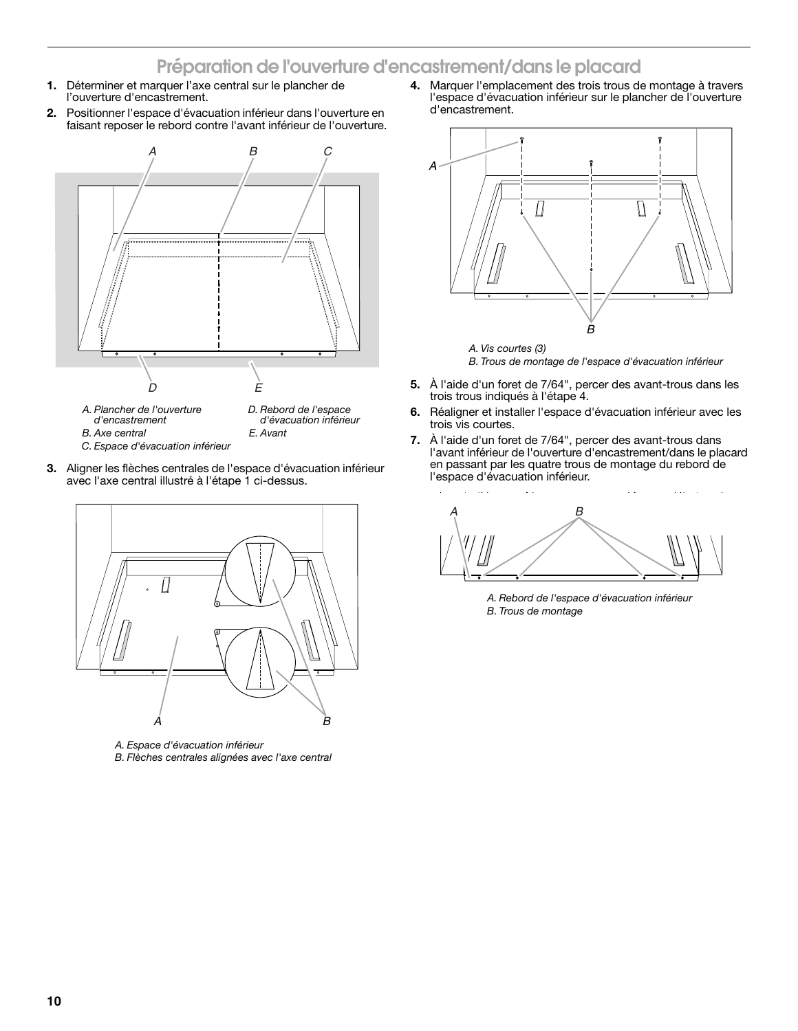## Préparation de l'ouverture d'encastrement/dans le placard

1. Déterminer et marquer l'axe central sur le plancher de l'ouverture d'encastrement.
2. Positionner l'espace d'évacuation inférieur dans l'ouverture en faisant reposer le rebord contre l'avant inférieur de l'ouverture.

*A. Plancher de l'ouverture d'encastrement*
*B. Axe central*
*C. Espace d'évacuation inférieur*
*D. Rebord de l'espace d'évacuation inférieur*
*E. Avant*

3. Aligner les flèches centrales de l'espace d'évacuation inférieur avec l'axe central illustré à l'étape 1 ci-dessus.

*A. Espace d'évacuation inférieur*
*B. Flèches centrales alignées avec l'axe central*

4. Marquer l'emplacement des trois trous de montage à travers l'espace d'évacuation inférieur sur le plancher de l'ouverture d'encastrement.

*A. Vis courtes (3)*
*B. Trous de montage de l'espace d'évacuation inférieur*

5. À l'aide d'un foret de 7/64", percer des avant-trous dans les trois trous indiqués à l'étape 4.
6. Réaligner et installer l'espace d'évacuation inférieur avec les trois vis courtes.
7. À l'aide d'un foret de 7/64", percer des avant-trous dans l'avant inférieur de l'ouverture d'encastrement/dans le placard en passant par les quatre trous de montage du rebord de l'espace d'évacuation inférieur.

*A. Rebord de l'espace d'évacuation inférieur*
*B. Trous de montage*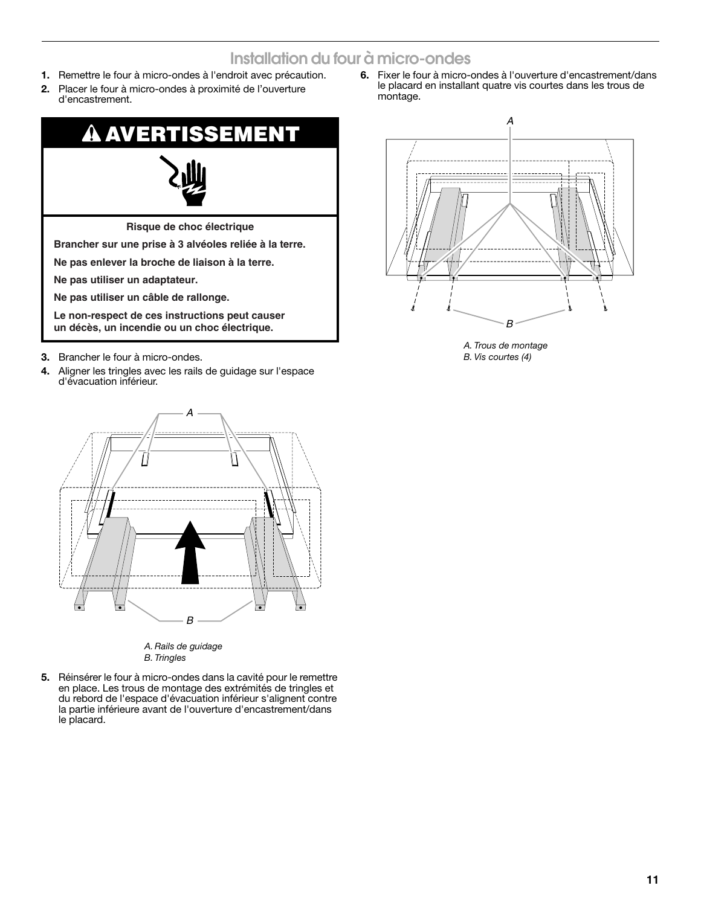## Installation du four à micro-ondes

1. Remettre le four à micro-ondes à l'endroit avec précaution.
2. Placer le four à micro-ondes à proximité de l'ouverture d'encastrement.

**⚠ AVERTISSEMENT**

**Risque de choc électrique**

**Brancher sur une prise à 3 alvéoles reliée à la terre.**

**Ne pas enlever la broche de liaison à la terre.**

**Ne pas utiliser un adaptateur.**

**Ne pas utiliser un câble de rallonge.**

**Le non-respect de ces instructions peut causer un décès, un incendie ou un choc électrique.**

3. Brancher le four à micro-ondes.
4. Aligner les tringles avec les rails de guidage sur l'espace d'évacuation inférieur.

*A. Rails de guidage*
*B. Tringles*

5. Réinsérer le four à micro-ondes dans la cavité pour le remettre en place. Les trous de montage des extrémités de tringles et du rebord de l'espace d'évacuation inférieur s'alignent contre la partie inférieure avant de l'ouverture d'encastrement/dans le placard.
6. Fixer le four à micro-ondes à l'ouverture d'encastrement/dans le placard en installant quatre vis courtes dans les trous de montage.

*A. Trous de montage*
*B. Vis courtes (4)*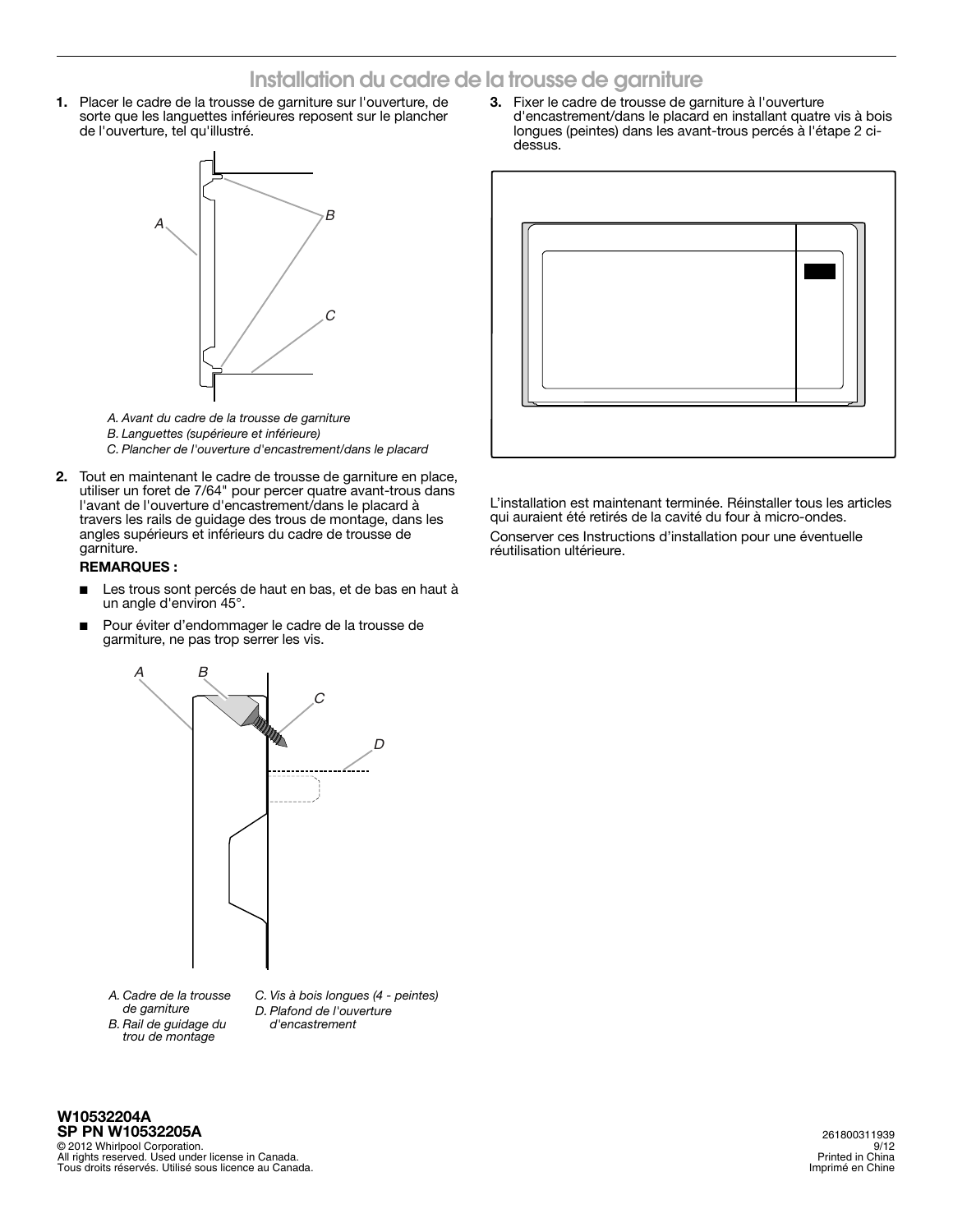## Installation du cadre de la trousse de garniture

1. Placer le cadre de la trousse de garniture sur l'ouverture, de sorte que les languettes inférieures reposent sur le plancher de l'ouverture, tel qu'illustré.

A
B
C

*A. Avant du cadre de la trousse de garniture*
*B. Languettes (supérieure et inférieure)*
*C. Plancher de l'ouverture d'encastrement/dans le placard*

2. Tout en maintenant le cadre de trousse de garniture en place, utiliser un foret de 7/64" pour percer quatre avant-trous dans l'avant de l'ouverture d'encastrement/dans le placard à travers les rails de guidage des trous de montage, dans les angles supérieurs et inférieurs du cadre de trousse de garniture.

   **REMARQUES :**

   ■ Les trous sont percés de haut en bas, et de bas en haut à un angle d'environ 45°.

   ■ Pour éviter d'endommager le cadre de la trousse de garmiture, ne pas trop serrer les vis.

A B
C
D

*A. Cadre de la trousse de garniture*
*B. Rail de guidage du trou de montage*
*C. Vis à bois longues (4 - peintes)*
*D. Plafond de l'ouverture d'encastrement*

3. Fixer le cadre de trousse de garniture à l'ouverture d'encastrement/dans le placard en installant quatre vis à bois longues (peintes) dans les avant-trous percés à l'étape 2 ci-dessus.

L'installation est maintenant terminée. Réinstaller tous les articles qui auraient été retirés de la cavité du four à micro-ondes.

Conserver ces Instructions d'installation pour une éventuelle réutilisation ultérieure.

**W10532204A**
**SP PN W10532205A**
© 2012 Whirlpool Corporation.
All rights reserved. Used under license in Canada.
Tous droits réservés. Utilisé sous licence au Canada.

261800311939
9/12
Printed in China
Imprimé en Chine